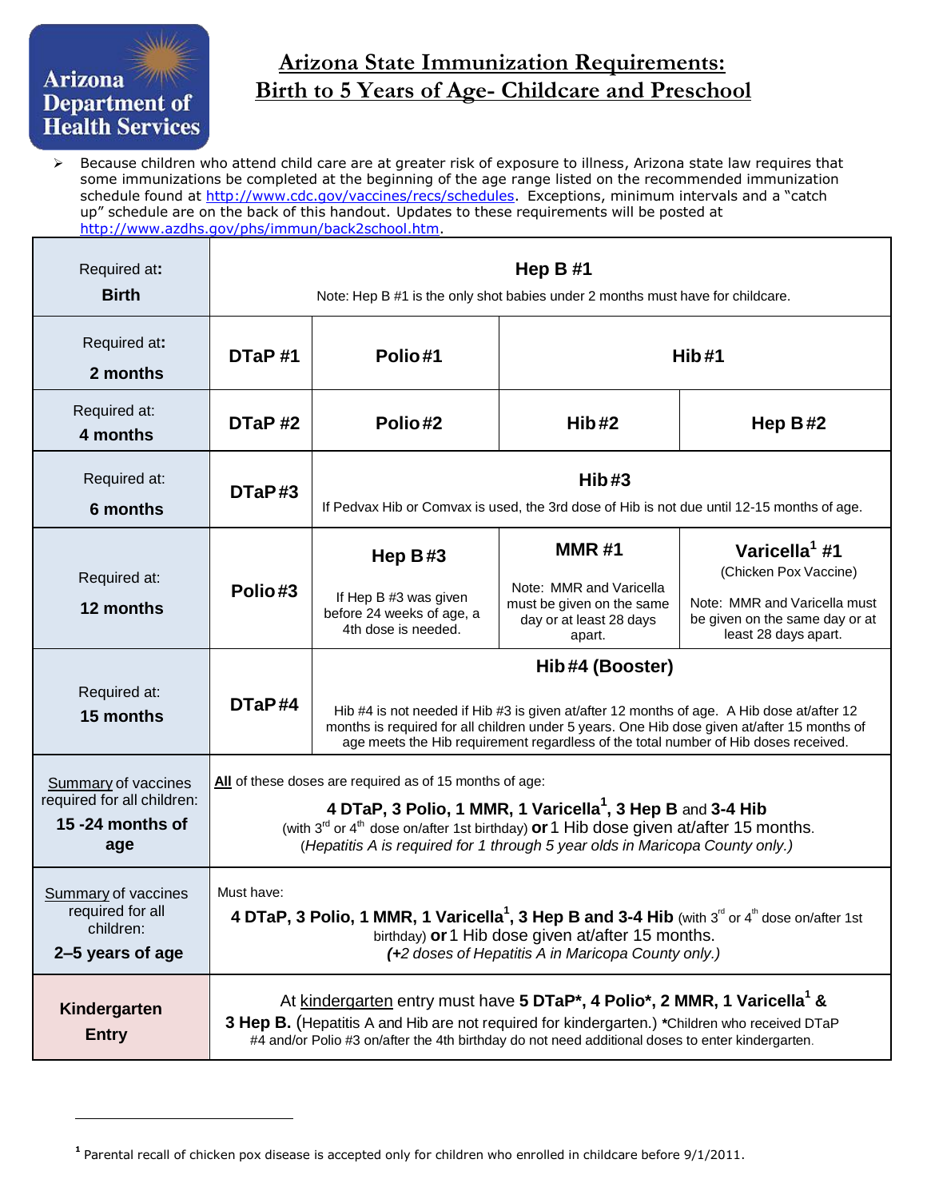Arizona Department of Health Services

# Arizona State Immunization Requirements: Birth to 5 Years of Age- Childcare and Preschool

- Because children who attend child care are at greater risk of exposure to illness, Arizona state law requires that some immunizations be completed at the beginning of the age range listed on the recommended immunization schedule found at http://www.cdc.gov/vaccines/recs/schedules. Exceptions, minimum intervals and a "catch up" schedule are on the back of this handout. Updates to these requirements will be posted at http://www.azdhs.gov/phs/immun/back2school.htm.

| Age | | | | |
|---|---|---|---|---|
| Required at: **Birth** | **Hep B #1** Note: Hep B #1 is the only shot babies under 2 months must have for childcare. | | | |
| Required at: **2 months** | **DTaP #1** | **Polio #1** | **Hib #1** | |
| Required at: **4 months** | **DTaP #2** | **Polio #2** | **Hib #2** | **Hep B #2** |
| Required at: **6 months** | **DTaP #3** | **Hib #3** If Pedvax Hib or Comvax is used, the 3rd dose of Hib is not due until 12-15 months of age. | | |
| Required at: **12 months** | **Polio #3** | **Hep B #3** If Hep B #3 was given before 24 weeks of age, a 4th dose is needed. | **MMR #1** Note: MMR and Varicella must be given on the same day or at least 28 days apart. | **Varicella[1] #1** (Chicken Pox Vaccine) Note: MMR and Varicella must be given on the same day or at least 28 days apart. |
| Required at: **15 months** | **DTaP #4** | **Hib #4 (Booster)** Hib #4 is not needed if Hib #3 is given at/after 12 months of age. A Hib dose at/after 12 months is required for all children under 5 years. One Hib dose given at/after 15 months of age meets the Hib requirement regardless of the total number of Hib doses received. | | |
| Summary of vaccines required for all children: **15 -24 months of age** | **All** of these doses are required as of 15 months of age: **4 DTaP, 3 Polio, 1 MMR, 1 Varicella[1], 3 Hep B** and **3-4 Hib** (with 3rd or 4th dose on/after 1st birthday) **or** 1 Hib dose given at/after 15 months. *(Hepatitis A is required for 1 through 5 year olds in Maricopa County only.)* | | | |
| Summary of vaccines required for all children: **2–5 years of age** | Must have: **4 DTaP, 3 Polio, 1 MMR, 1 Varicella[1], 3 Hep B and 3-4 Hib** (with 3rd or 4th dose on/after 1st birthday) **or** 1 Hib dose given at/after 15 months. *(+2 doses of Hepatitis A in Maricopa County only.)* | | | |
| **Kindergarten Entry** | At kindergarten entry must have **5 DTaP\*, 4 Polio\*, 2 MMR, 1 Varicella[1] & 3 Hep B.** (Hepatitis A and Hib are not required for kindergarten.) **\***Children who received DTaP #4 and/or Polio #3 on/after the 4th birthday do not need additional doses to enter kindergarten. | | | |

[1] Parental recall of chicken pox disease is accepted only for children who enrolled in childcare before 9/1/2011.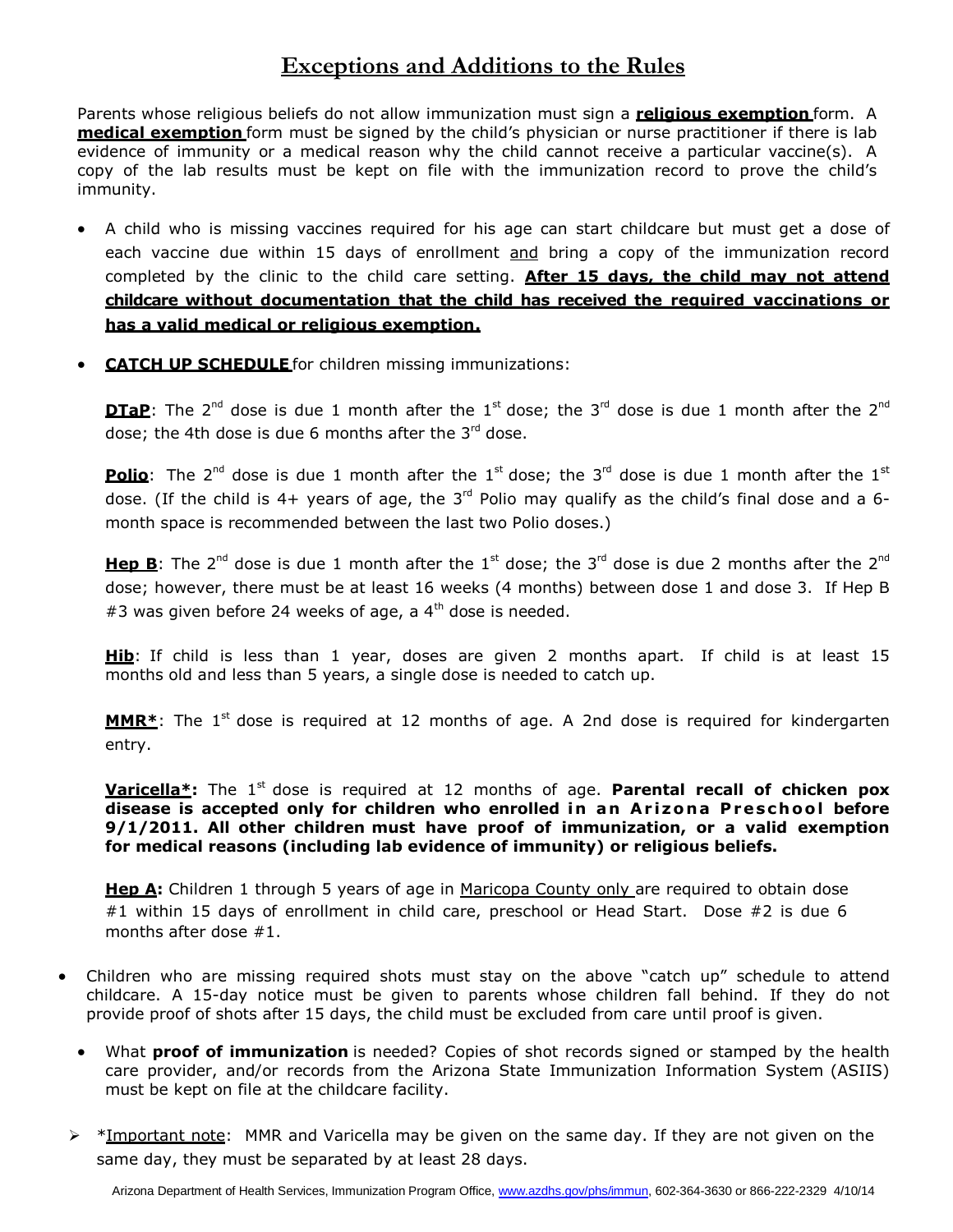# Exceptions and Additions to the Rules

Parents whose religious beliefs do not allow immunization must sign a **religious exemption** form. A **medical exemption** form must be signed by the child's physician or nurse practitioner if there is lab evidence of immunity or a medical reason why the child cannot receive a particular vaccine(s). A copy of the lab results must be kept on file with the immunization record to prove the child's immunity.

- A child who is missing vaccines required for his age can start childcare but must get a dose of each vaccine due within 15 days of enrollment and bring a copy of the immunization record completed by the clinic to the child care setting. **After 15 days, the child may not attend childcare without documentation that the child has received the required vaccinations or has a valid medical or religious exemption.**

- **CATCH UP SCHEDULE** for children missing immunizations:

  **DTaP**: The 2nd dose is due 1 month after the 1st dose; the 3rd dose is due 1 month after the 2nd dose; the 4th dose is due 6 months after the 3rd dose.

  **Polio**: The 2nd dose is due 1 month after the 1st dose; the 3rd dose is due 1 month after the 1st dose. (If the child is 4+ years of age, the 3rd Polio may qualify as the child's final dose and a 6-month space is recommended between the last two Polio doses.)

  **Hep B**: The 2nd dose is due 1 month after the 1st dose; the 3rd dose is due 2 months after the 2nd dose; however, there must be at least 16 weeks (4 months) between dose 1 and dose 3. If Hep B #3 was given before 24 weeks of age, a 4th dose is needed.

  **Hib**: If child is less than 1 year, doses are given 2 months apart. If child is at least 15 months old and less than 5 years, a single dose is needed to catch up.

  **MMR***: The 1st dose is required at 12 months of age. A 2nd dose is required for kindergarten entry.

  **Varicella*:** The 1st dose is required at 12 months of age. **Parental recall of chicken pox disease is accepted only for children who enrolled in an Arizona Preschool before 9/1/2011. All other children must have proof of immunization, or a valid exemption for medical reasons (including lab evidence of immunity) or religious beliefs.**

  **Hep A:** Children 1 through 5 years of age in Maricopa County only are required to obtain dose #1 within 15 days of enrollment in child care, preschool or Head Start. Dose #2 is due 6 months after dose #1.

- Children who are missing required shots must stay on the above "catch up" schedule to attend childcare. A 15-day notice must be given to parents whose children fall behind. If they do not provide proof of shots after 15 days, the child must be excluded from care until proof is given.

  - What **proof of immunization** is needed? Copies of shot records signed or stamped by the health care provider, and/or records from the Arizona State Immunization Information System (ASIIS) must be kept on file at the childcare facility.

- *Important note: MMR and Varicella may be given on the same day. If they are not given on the same day, they must be separated by at least 28 days.

Arizona Department of Health Services, Immunization Program Office, www.azdhs.gov/phs/immun, 602-364-3630 or 866-222-2329 4/10/14